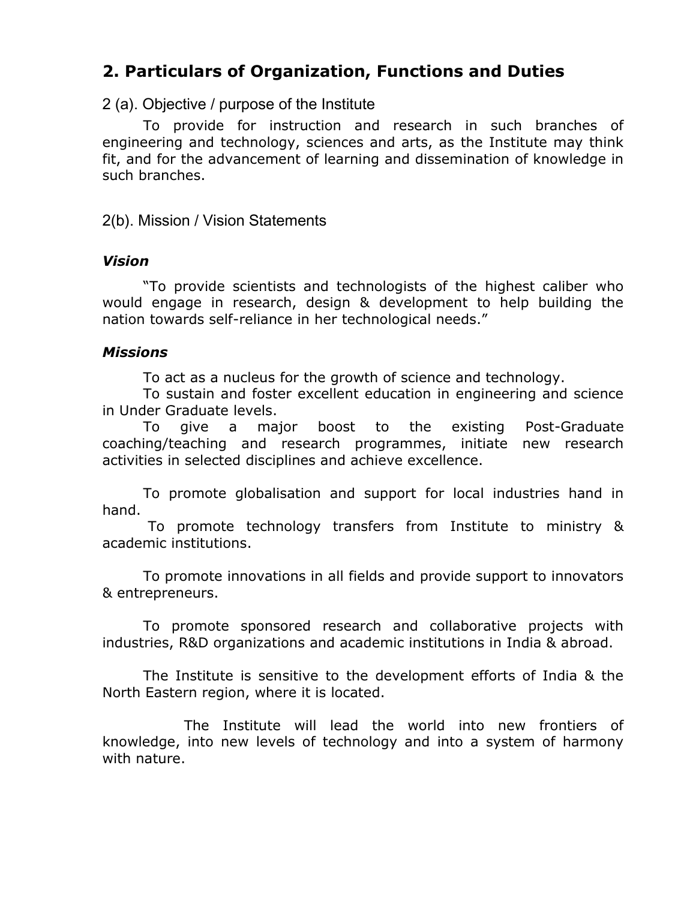## 2. Particulars of Organization, Functions and Duties

### 2 (a). Objective / purpose of the Institute

To provide for instruction and research in such branches of engineering and technology, sciences and arts, as the Institute may think fit, and for the advancement of learning and dissemination of knowledge in such branches.

### 2(b). Mission / Vision Statements

***Vision***

"To provide scientists and technologists of the highest caliber who would engage in research, design & development to help building the nation towards self-reliance in her technological needs."

***Missions***

To act as a nucleus for the growth of science and technology.

To sustain and foster excellent education in engineering and science in Under Graduate levels.

To give a major boost to the existing Post-Graduate coaching/teaching and research programmes, initiate new research activities in selected disciplines and achieve excellence.

To promote globalisation and support for local industries hand in hand.

To promote technology transfers from Institute to ministry & academic institutions.

To promote innovations in all fields and provide support to innovators & entrepreneurs.

To promote sponsored research and collaborative projects with industries, R&D organizations and academic institutions in India & abroad.

The Institute is sensitive to the development efforts of India & the North Eastern region, where it is located.

The Institute will lead the world into new frontiers of knowledge, into new levels of technology and into a system of harmony with nature.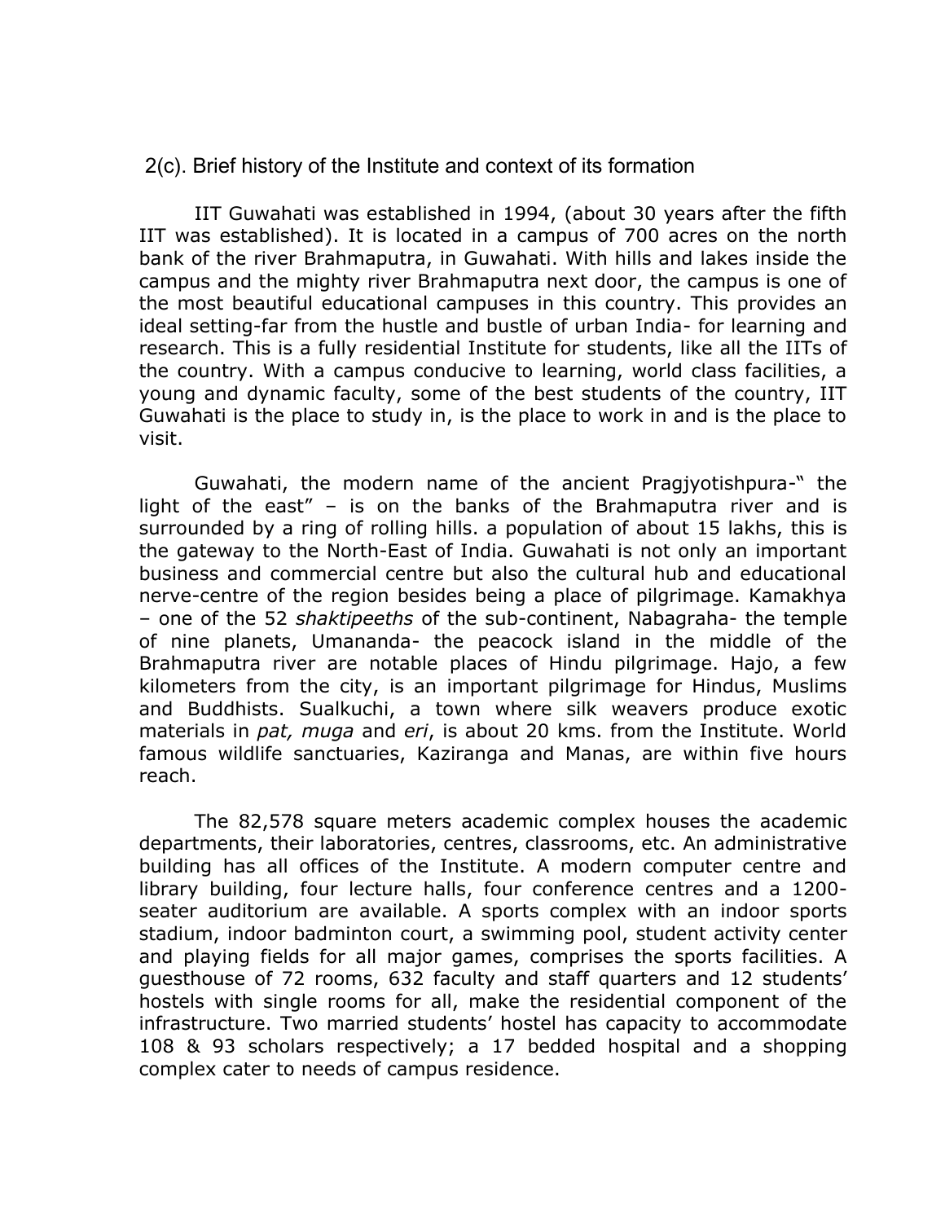## 2(c). Brief history of the Institute and context of its formation

IIT Guwahati was established in 1994, (about 30 years after the fifth IIT was established). It is located in a campus of 700 acres on the north bank of the river Brahmaputra, in Guwahati. With hills and lakes inside the campus and the mighty river Brahmaputra next door, the campus is one of the most beautiful educational campuses in this country. This provides an ideal setting-far from the hustle and bustle of urban India- for learning and research. This is a fully residential Institute for students, like all the IITs of the country. With a campus conducive to learning, world class facilities, a young and dynamic faculty, some of the best students of the country, IIT Guwahati is the place to study in, is the place to work in and is the place to visit.

Guwahati, the modern name of the ancient Pragjyotishpura-" the light of the east" – is on the banks of the Brahmaputra river and is surrounded by a ring of rolling hills. a population of about 15 lakhs, this is the gateway to the North-East of India. Guwahati is not only an important business and commercial centre but also the cultural hub and educational nerve-centre of the region besides being a place of pilgrimage. Kamakhya – one of the 52 *shaktipeeths* of the sub-continent, Nabagraha- the temple of nine planets, Umananda- the peacock island in the middle of the Brahmaputra river are notable places of Hindu pilgrimage. Hajo, a few kilometers from the city, is an important pilgrimage for Hindus, Muslims and Buddhists. Sualkuchi, a town where silk weavers produce exotic materials in *pat, muga* and *eri*, is about 20 kms. from the Institute. World famous wildlife sanctuaries, Kaziranga and Manas, are within five hours reach.

The 82,578 square meters academic complex houses the academic departments, their laboratories, centres, classrooms, etc. An administrative building has all offices of the Institute. A modern computer centre and library building, four lecture halls, four conference centres and a 1200-seater auditorium are available. A sports complex with an indoor sports stadium, indoor badminton court, a swimming pool, student activity center and playing fields for all major games, comprises the sports facilities. A guesthouse of 72 rooms, 632 faculty and staff quarters and 12 students' hostels with single rooms for all, make the residential component of the infrastructure. Two married students' hostel has capacity to accommodate 108 & 93 scholars respectively; a 17 bedded hospital and a shopping complex cater to needs of campus residence.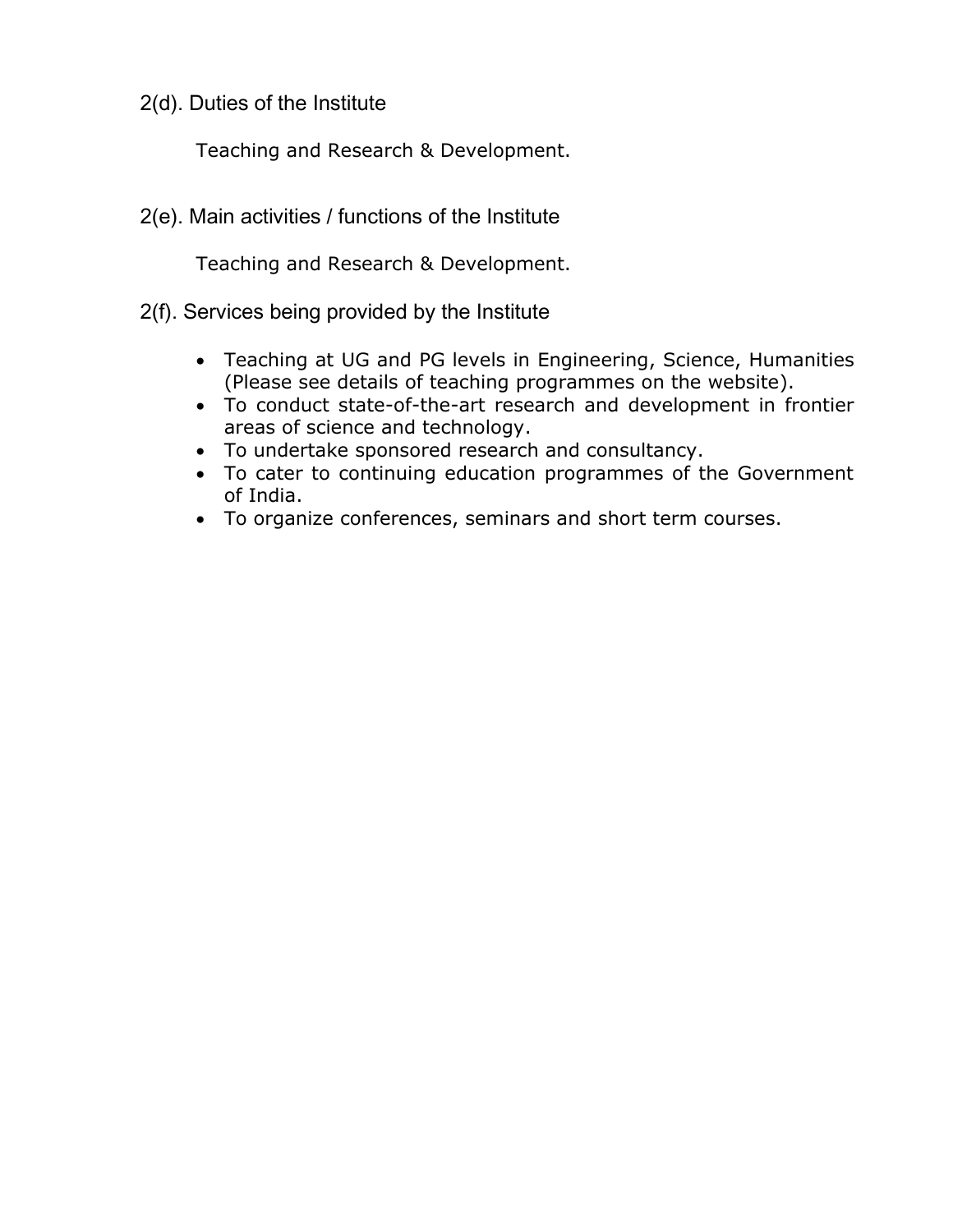## 2(d). Duties of the Institute

Teaching and Research & Development.

## 2(e). Main activities / functions of the Institute

Teaching and Research & Development.

## 2(f). Services being provided by the Institute

- Teaching at UG and PG levels in Engineering, Science, Humanities (Please see details of teaching programmes on the website).
- To conduct state-of-the-art research and development in frontier areas of science and technology.
- To undertake sponsored research and consultancy.
- To cater to continuing education programmes of the Government of India.
- To organize conferences, seminars and short term courses.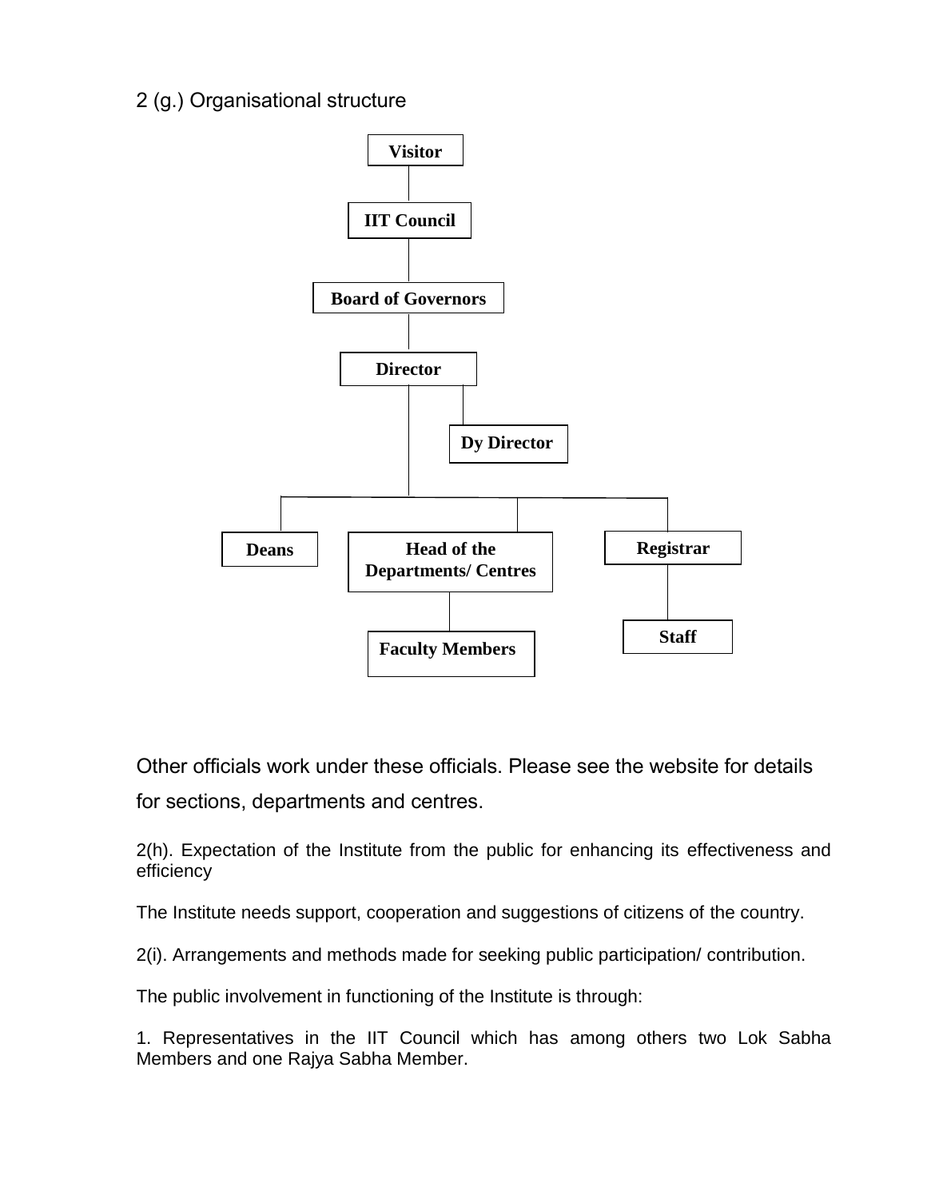## 2 (g.) Organisational structure

Visitor

IIT Council

Board of Governors

Director

Dy Director

Deans

Head of the Departments/ Centres

Registrar

Faculty Members

Staff

Other officials work under these officials. Please see the website for details for sections, departments and centres.

2(h). Expectation of the Institute from the public for enhancing its effectiveness and efficiency

The Institute needs support, cooperation and suggestions of citizens of the country.

2(i). Arrangements and methods made for seeking public participation/ contribution.

The public involvement in functioning of the Institute is through:

1. Representatives in the IIT Council which has among others two Lok Sabha Members and one Rajya Sabha Member.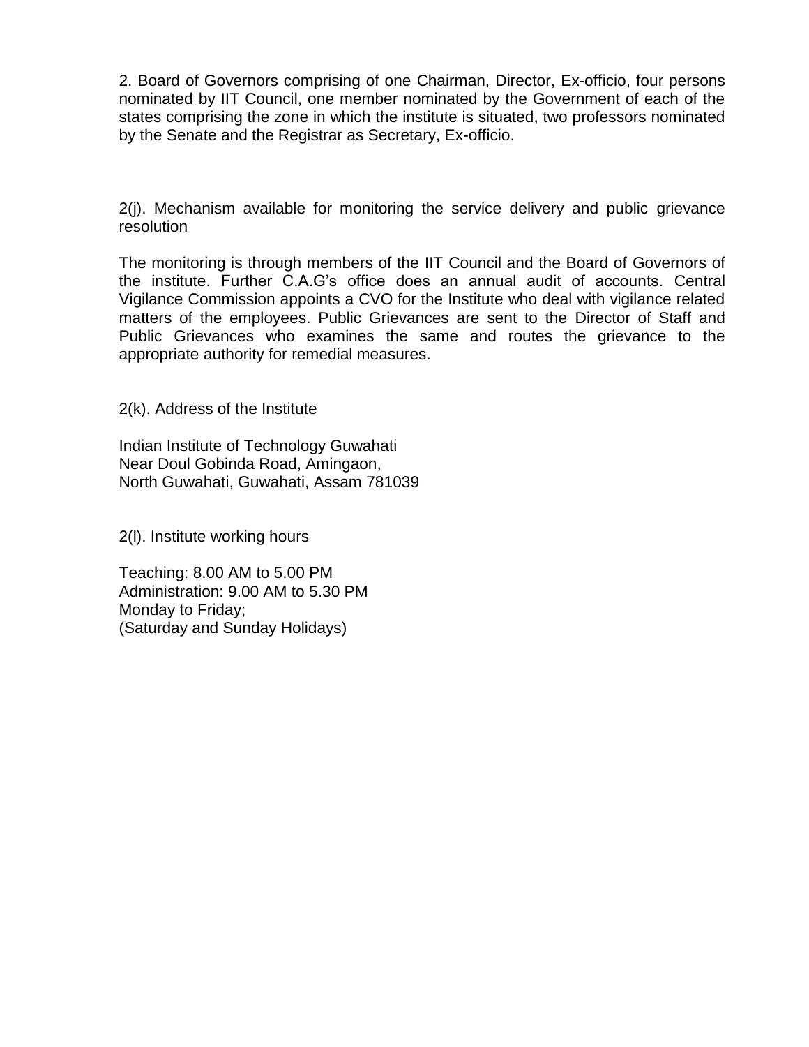2. Board of Governors comprising of one Chairman, Director, Ex-officio, four persons nominated by IIT Council, one member nominated by the Government of each of the states comprising the zone in which the institute is situated, two professors nominated by the Senate and the Registrar as Secretary, Ex-officio.

2(j). Mechanism available for monitoring the service delivery and public grievance resolution

The monitoring is through members of the IIT Council and the Board of Governors of the institute. Further C.A.G's office does an annual audit of accounts. Central Vigilance Commission appoints a CVO for the Institute who deal with vigilance related matters of the employees. Public Grievances are sent to the Director of Staff and Public Grievances who examines the same and routes the grievance to the appropriate authority for remedial measures.

2(k). Address of the Institute

Indian Institute of Technology Guwahati
Near Doul Gobinda Road, Amingaon,
North Guwahati, Guwahati, Assam 781039

2(l). Institute working hours

Teaching: 8.00 AM to 5.00 PM
Administration: 9.00 AM to 5.30 PM
Monday to Friday;
(Saturday and Sunday Holidays)